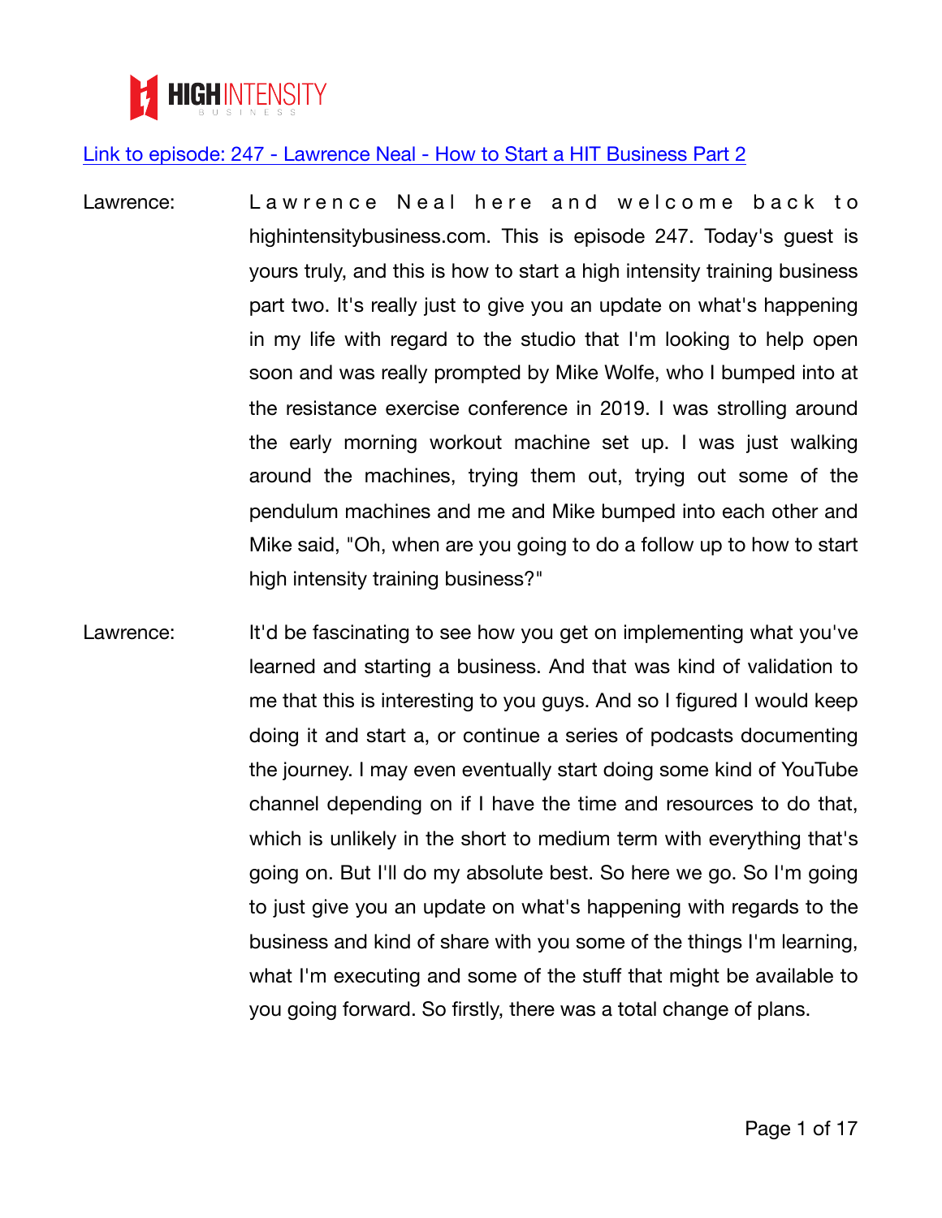[Link to episode: 247 - Lawrence Neal - How to Start a HIT Business Part 2]

Lawrence: Lawrence Neal here and welcome back to highintensitybusiness.com. This is episode 247. Today's guest is yours truly, and this is how to start a high intensity training business part two. It's really just to give you an update on what's happening in my life with regard to the studio that I'm looking to help open soon and was really prompted by Mike Wolfe, who I bumped into at the resistance exercise conference in 2019. I was strolling around the early morning workout machine set up. I was just walking around the machines, trying them out, trying out some of the pendulum machines and me and Mike bumped into each other and Mike said, "Oh, when are you going to do a follow up to how to start high intensity training business?"

Lawrence: It'd be fascinating to see how you get on implementing what you've learned and starting a business. And that was kind of validation to me that this is interesting to you guys. And so I figured I would keep doing it and start a, or continue a series of podcasts documenting the journey. I may even eventually start doing some kind of YouTube channel depending on if I have the time and resources to do that, which is unlikely in the short to medium term with everything that's going on. But I'll do my absolute best. So here we go. So I'm going to just give you an update on what's happening with regards to the business and kind of share with you some of the things I'm learning, what I'm executing and some of the stuff that might be available to you going forward. So firstly, there was a total change of plans.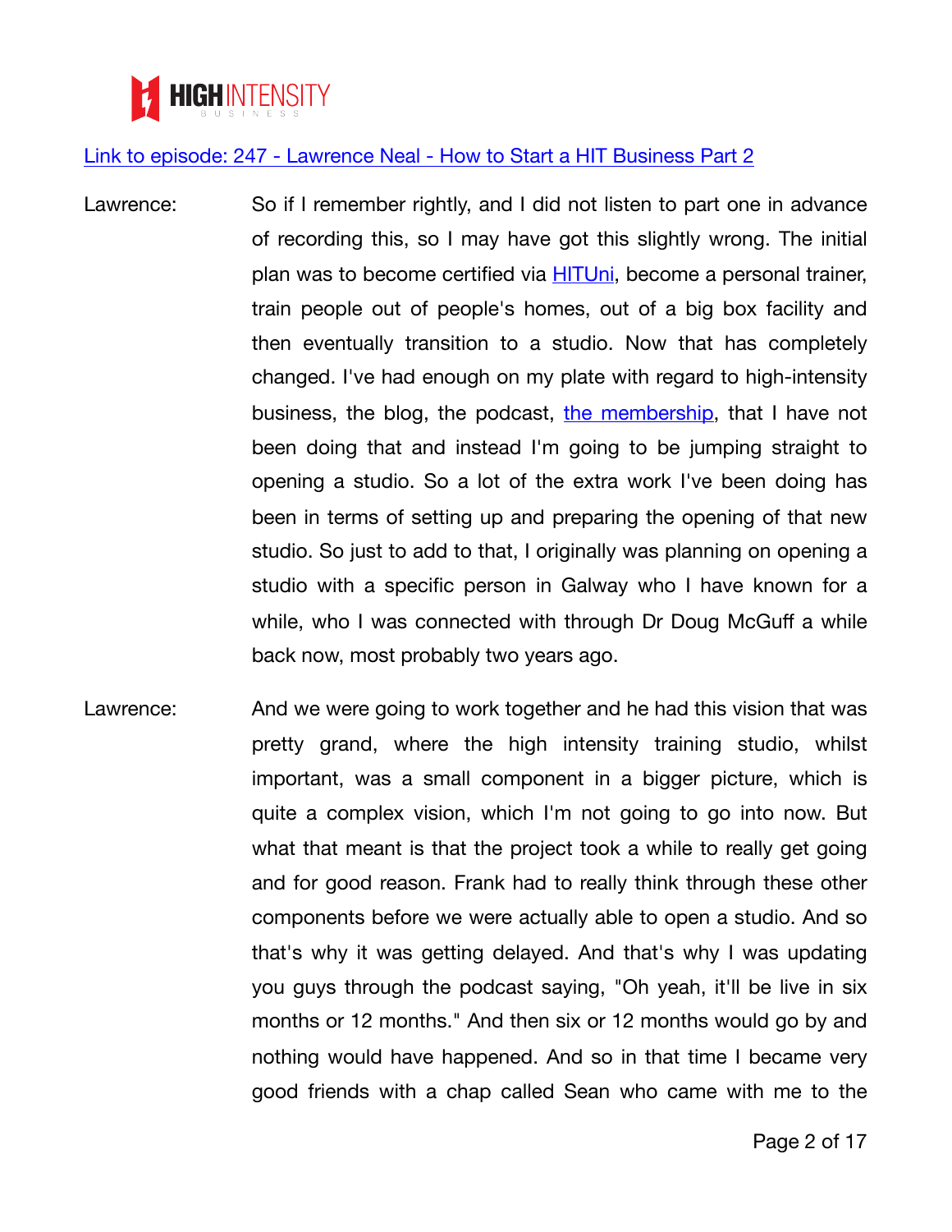[Link to episode: 247 - Lawrence Neal - How to Start a HIT Business Part 2](#)

Lawrence: So if I remember rightly, and I did not listen to part one in advance of recording this, so I may have got this slightly wrong. The initial plan was to become certified via [HITUni](#), become a personal trainer, train people out of people's homes, out of a big box facility and then eventually transition to a studio. Now that has completely changed. I've had enough on my plate with regard to high-intensity business, the blog, the podcast, [the membership](#), that I have not been doing that and instead I'm going to be jumping straight to opening a studio. So a lot of the extra work I've been doing has been in terms of setting up and preparing the opening of that new studio. So just to add to that, I originally was planning on opening a studio with a specific person in Galway who I have known for a while, who I was connected with through Dr Doug McGuff a while back now, most probably two years ago.

Lawrence: And we were going to work together and he had this vision that was pretty grand, where the high intensity training studio, whilst important, was a small component in a bigger picture, which is quite a complex vision, which I'm not going to go into now. But what that meant is that the project took a while to really get going and for good reason. Frank had to really think through these other components before we were actually able to open a studio. And so that's why it was getting delayed. And that's why I was updating you guys through the podcast saying, "Oh yeah, it'll be live in six months or 12 months." And then six or 12 months would go by and nothing would have happened. And so in that time I became very good friends with a chap called Sean who came with me to the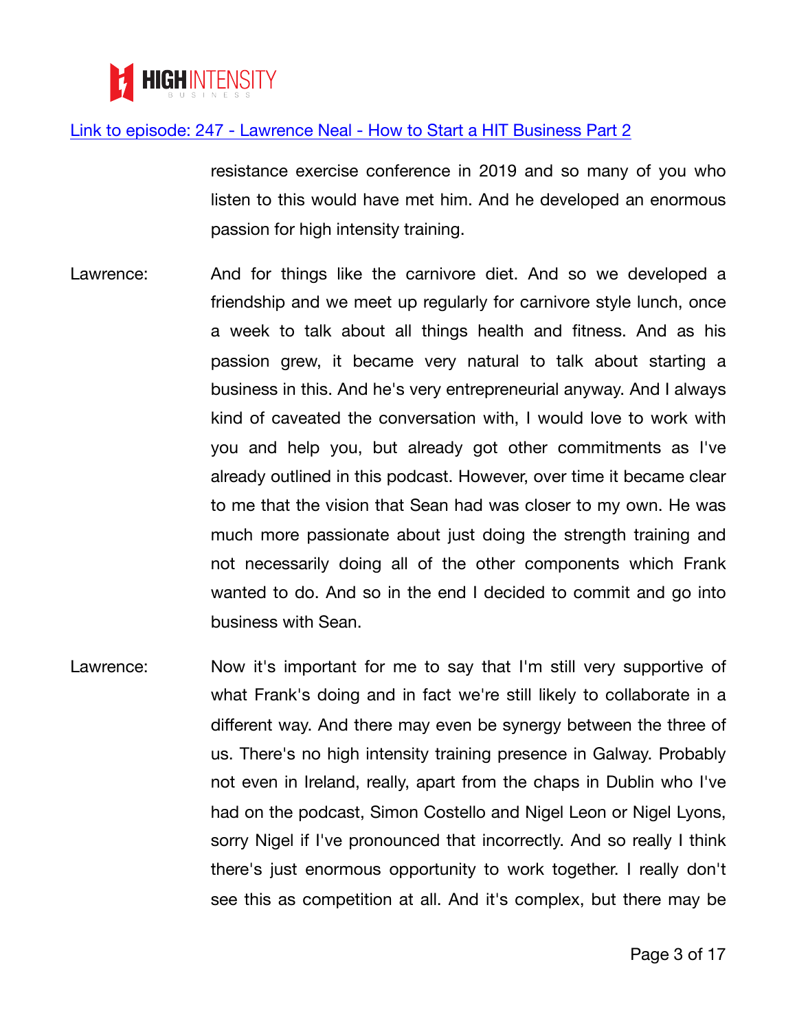resistance exercise conference in 2019 and so many of you who listen to this would have met him. And he developed an enormous passion for high intensity training.

Lawrence: And for things like the carnivore diet. And so we developed a friendship and we meet up regularly for carnivore style lunch, once a week to talk about all things health and fitness. And as his passion grew, it became very natural to talk about starting a business in this. And he's very entrepreneurial anyway. And I always kind of caveated the conversation with, I would love to work with you and help you, but already got other commitments as I've already outlined in this podcast. However, over time it became clear to me that the vision that Sean had was closer to my own. He was much more passionate about just doing the strength training and not necessarily doing all of the other components which Frank wanted to do. And so in the end I decided to commit and go into business with Sean.

Lawrence: Now it's important for me to say that I'm still very supportive of what Frank's doing and in fact we're still likely to collaborate in a different way. And there may even be synergy between the three of us. There's no high intensity training presence in Galway. Probably not even in Ireland, really, apart from the chaps in Dublin who I've had on the podcast, Simon Costello and Nigel Leon or Nigel Lyons, sorry Nigel if I've pronounced that incorrectly. And so really I think there's just enormous opportunity to work together. I really don't see this as competition at all. And it's complex, but there may be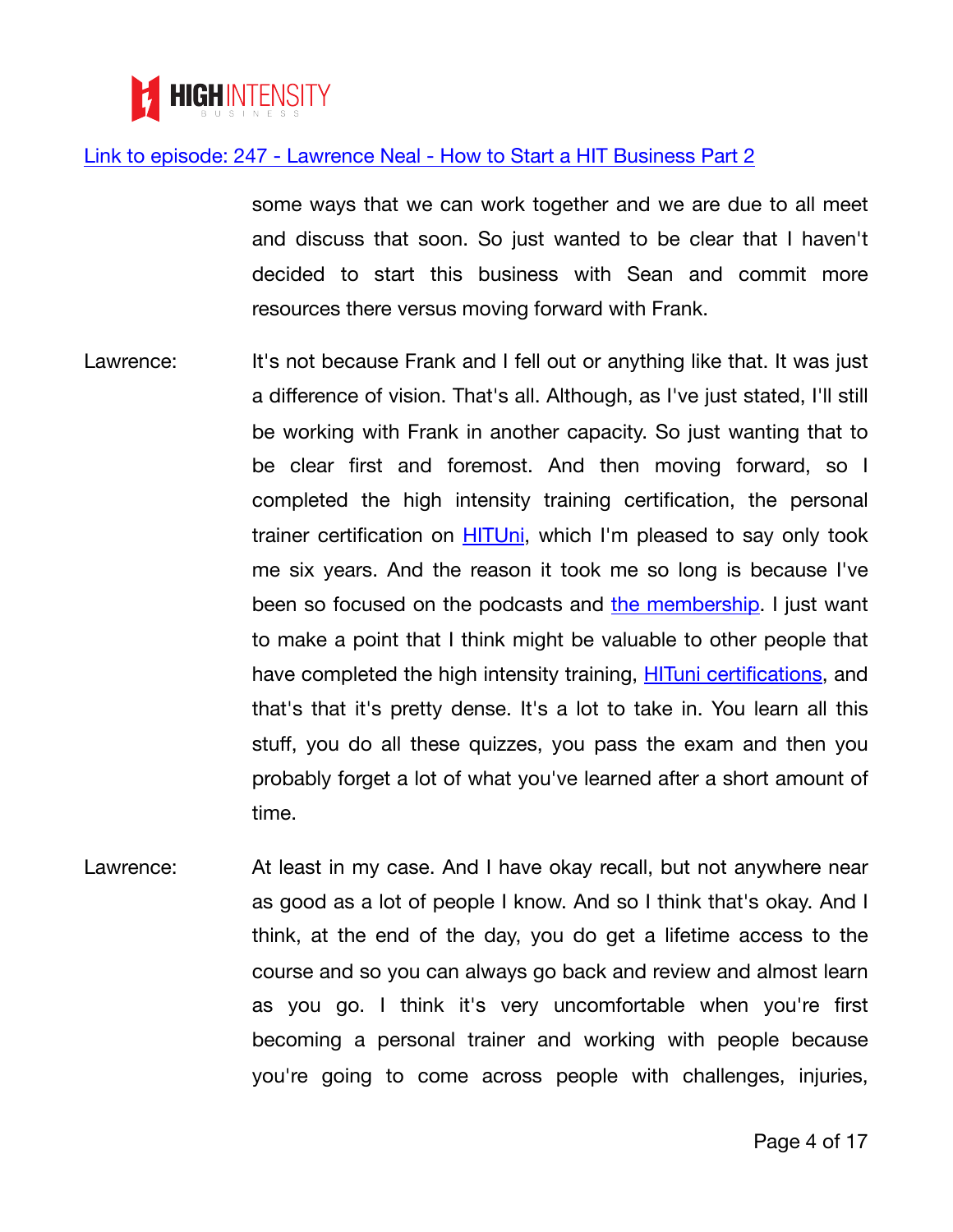some ways that we can work together and we are due to all meet and discuss that soon. So just wanted to be clear that I haven't decided to start this business with Sean and commit more resources there versus moving forward with Frank.

Lawrence: It's not because Frank and I fell out or anything like that. It was just a difference of vision. That's all. Although, as I've just stated, I'll still be working with Frank in another capacity. So just wanting that to be clear first and foremost. And then moving forward, so I completed the high intensity training certification, the personal trainer certification on HITUni, which I'm pleased to say only took me six years. And the reason it took me so long is because I've been so focused on the podcasts and the membership. I just want to make a point that I think might be valuable to other people that have completed the high intensity training, HITuni certifications, and that's that it's pretty dense. It's a lot to take in. You learn all this stuff, you do all these quizzes, you pass the exam and then you probably forget a lot of what you've learned after a short amount of time.

Lawrence: At least in my case. And I have okay recall, but not anywhere near as good as a lot of people I know. And so I think that's okay. And I think, at the end of the day, you do get a lifetime access to the course and so you can always go back and review and almost learn as you go. I think it's very uncomfortable when you're first becoming a personal trainer and working with people because you're going to come across people with challenges, injuries,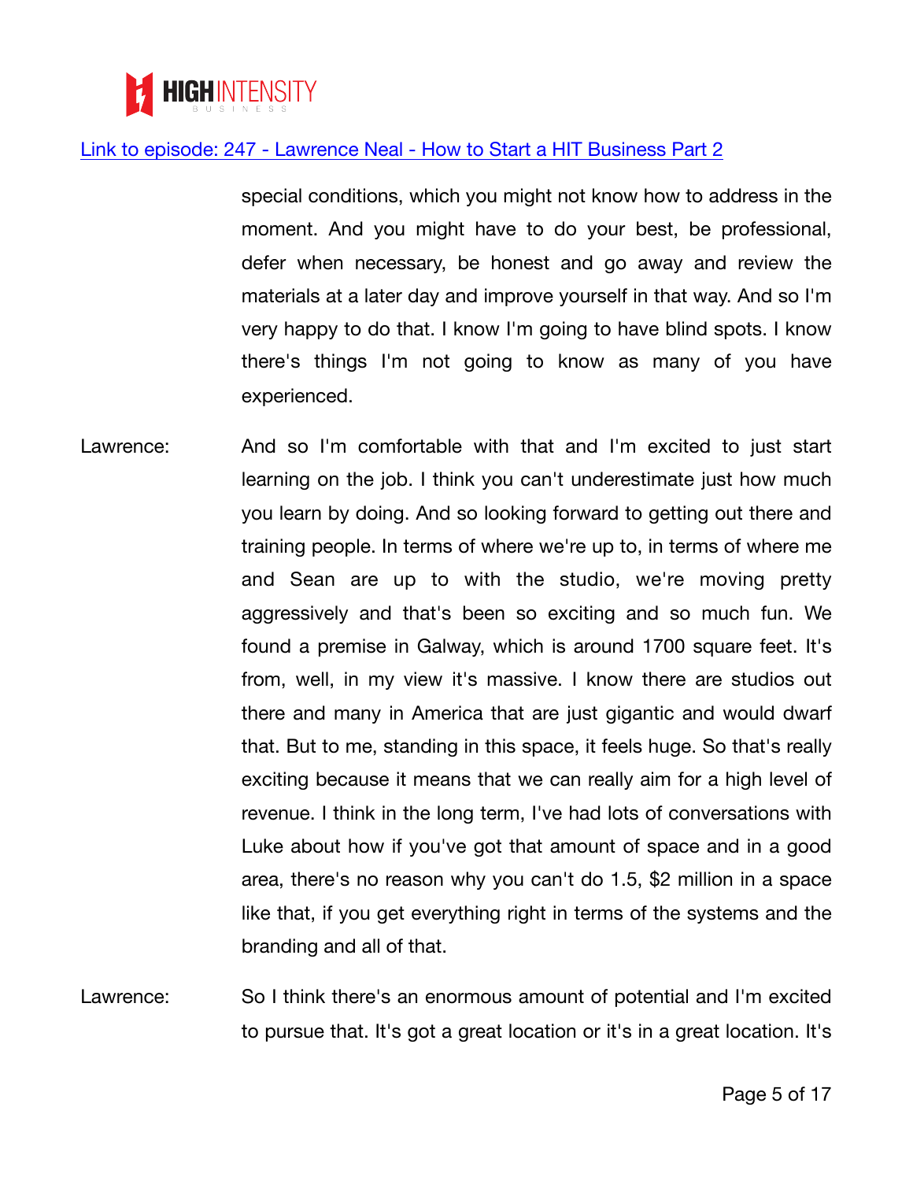special conditions, which you might not know how to address in the moment. And you might have to do your best, be professional, defer when necessary, be honest and go away and review the materials at a later day and improve yourself in that way. And so I'm very happy to do that. I know I'm going to have blind spots. I know there's things I'm not going to know as many of you have experienced.

Lawrence: And so I'm comfortable with that and I'm excited to just start learning on the job. I think you can't underestimate just how much you learn by doing. And so looking forward to getting out there and training people. In terms of where we're up to, in terms of where me and Sean are up to with the studio, we're moving pretty aggressively and that's been so exciting and so much fun. We found a premise in Galway, which is around 1700 square feet. It's from, well, in my view it's massive. I know there are studios out there and many in America that are just gigantic and would dwarf that. But to me, standing in this space, it feels huge. So that's really exciting because it means that we can really aim for a high level of revenue. I think in the long term, I've had lots of conversations with Luke about how if you've got that amount of space and in a good area, there's no reason why you can't do 1.5, $2 million in a space like that, if you get everything right in terms of the systems and the branding and all of that.

Lawrence: So I think there's an enormous amount of potential and I'm excited to pursue that. It's got a great location or it's in a great location. It's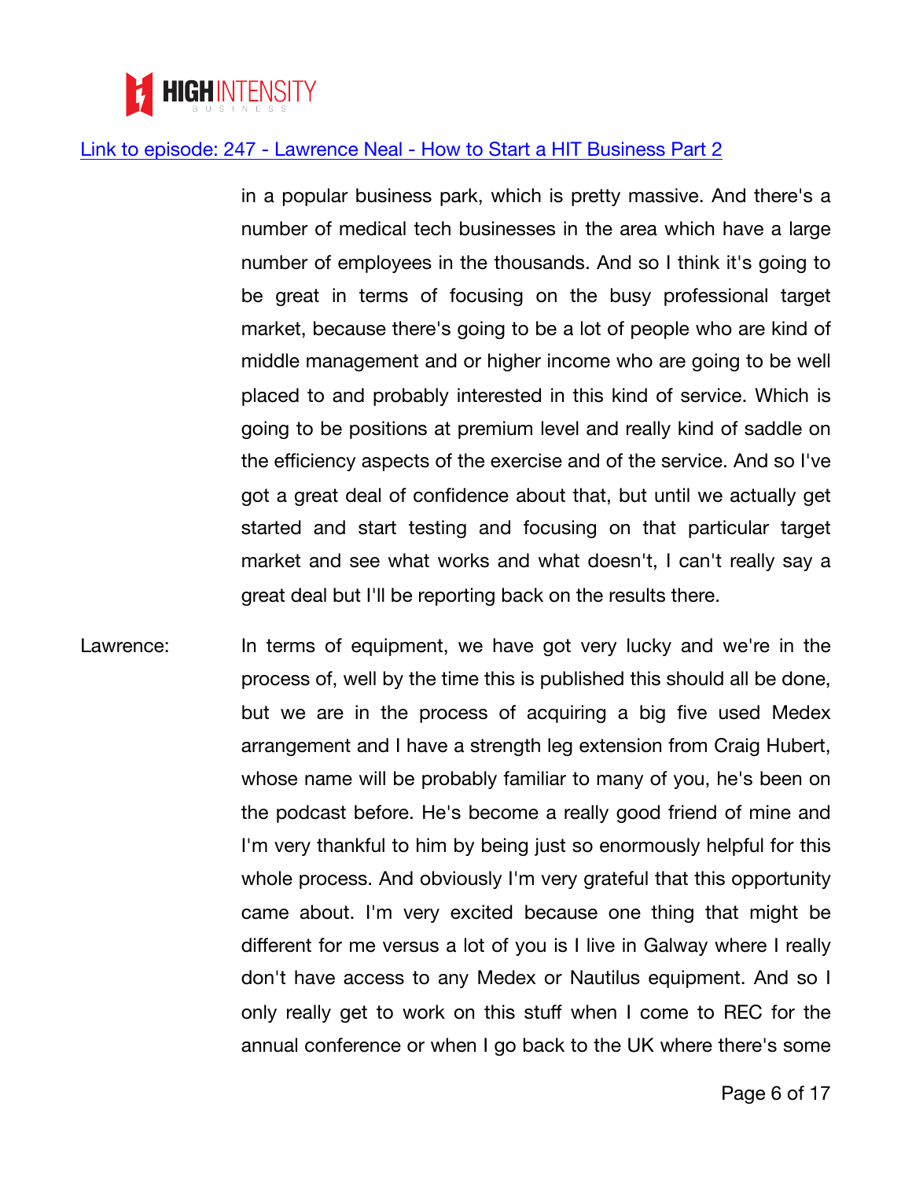in a popular business park, which is pretty massive. And there's a number of medical tech businesses in the area which have a large number of employees in the thousands. And so I think it's going to be great in terms of focusing on the busy professional target market, because there's going to be a lot of people who are kind of middle management and or higher income who are going to be well placed to and probably interested in this kind of service. Which is going to be positions at premium level and really kind of saddle on the efficiency aspects of the exercise and of the service. And so I've got a great deal of confidence about that, but until we actually get started and start testing and focusing on that particular target market and see what works and what doesn't, I can't really say a great deal but I'll be reporting back on the results there.

Lawrence: In terms of equipment, we have got very lucky and we're in the process of, well by the time this is published this should all be done, but we are in the process of acquiring a big five used Medex arrangement and I have a strength leg extension from Craig Hubert, whose name will be probably familiar to many of you, he's been on the podcast before. He's become a really good friend of mine and I'm very thankful to him by being just so enormously helpful for this whole process. And obviously I'm very grateful that this opportunity came about. I'm very excited because one thing that might be different for me versus a lot of you is I live in Galway where I really don't have access to any Medex or Nautilus equipment. And so I only really get to work on this stuff when I come to REC for the annual conference or when I go back to the UK where there's some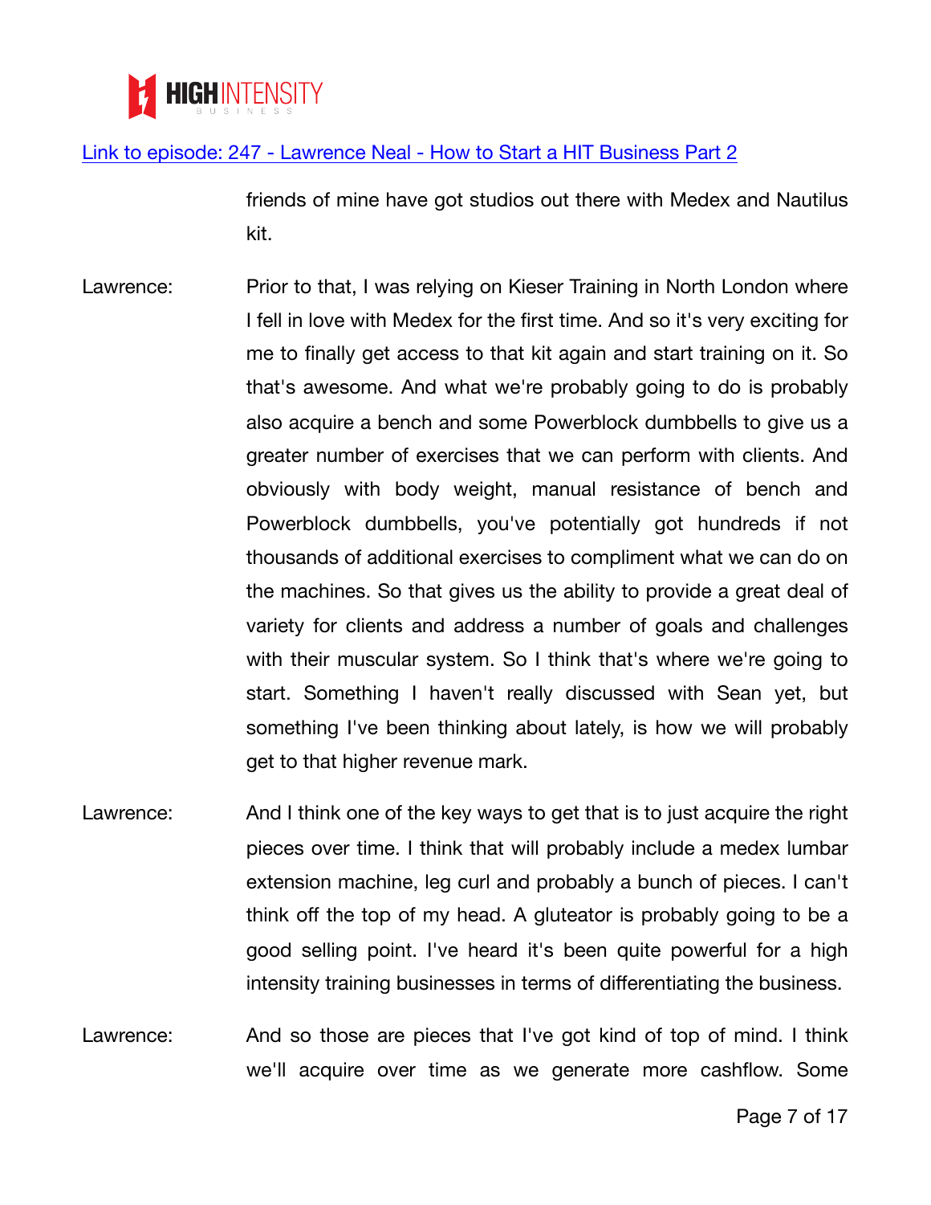friends of mine have got studios out there with Medex and Nautilus kit.

Lawrence: Prior to that, I was relying on Kieser Training in North London where I fell in love with Medex for the first time. And so it's very exciting for me to finally get access to that kit again and start training on it. So that's awesome. And what we're probably going to do is probably also acquire a bench and some Powerblock dumbbells to give us a greater number of exercises that we can perform with clients. And obviously with body weight, manual resistance of bench and Powerblock dumbbells, you've potentially got hundreds if not thousands of additional exercises to compliment what we can do on the machines. So that gives us the ability to provide a great deal of variety for clients and address a number of goals and challenges with their muscular system. So I think that's where we're going to start. Something I haven't really discussed with Sean yet, but something I've been thinking about lately, is how we will probably get to that higher revenue mark.

Lawrence: And I think one of the key ways to get that is to just acquire the right pieces over time. I think that will probably include a medex lumbar extension machine, leg curl and probably a bunch of pieces. I can't think off the top of my head. A gluteator is probably going to be a good selling point. I've heard it's been quite powerful for a high intensity training businesses in terms of differentiating the business.

Lawrence: And so those are pieces that I've got kind of top of mind. I think we'll acquire over time as we generate more cashflow. Some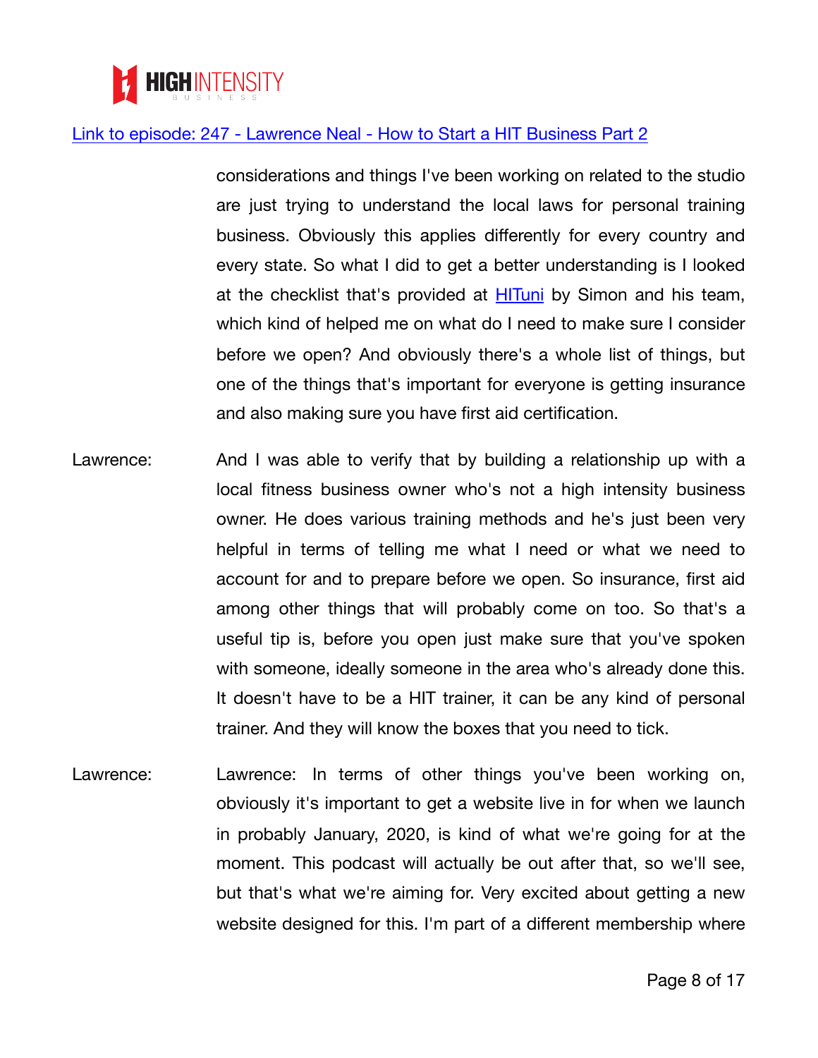considerations and things I've been working on related to the studio are just trying to understand the local laws for personal training business. Obviously this applies differently for every country and every state. So what I did to get a better understanding is I looked at the checklist that's provided at [HITuni]() by Simon and his team, which kind of helped me on what do I need to make sure I consider before we open? And obviously there's a whole list of things, but one of the things that's important for everyone is getting insurance and also making sure you have first aid certification.

Lawrence: And I was able to verify that by building a relationship up with a local fitness business owner who's not a high intensity business owner. He does various training methods and he's just been very helpful in terms of telling me what I need or what we need to account for and to prepare before we open. So insurance, first aid among other things that will probably come on too. So that's a useful tip is, before you open just make sure that you've spoken with someone, ideally someone in the area who's already done this. It doesn't have to be a HIT trainer, it can be any kind of personal trainer. And they will know the boxes that you need to tick.

Lawrence: Lawrence: In terms of other things you've been working on, obviously it's important to get a website live in for when we launch in probably January, 2020, is kind of what we're going for at the moment. This podcast will actually be out after that, so we'll see, but that's what we're aiming for. Very excited about getting a new website designed for this. I'm part of a different membership where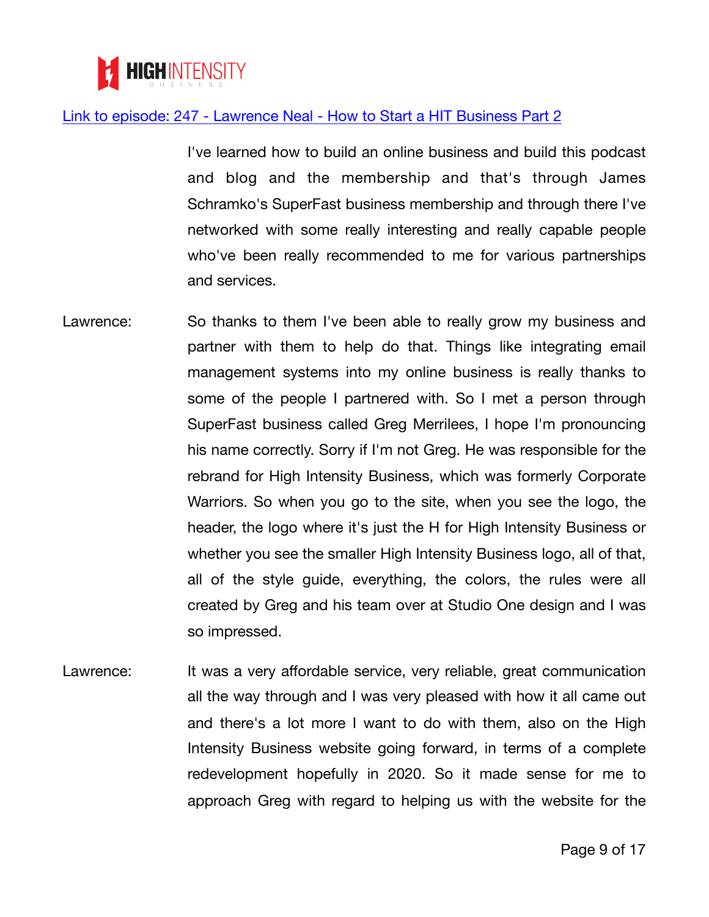[Link to episode: 247 - Lawrence Neal - How to Start a HIT Business Part 2](#)

I've learned how to build an online business and build this podcast and blog and the membership and that's through James Schramko's SuperFast business membership and through there I've networked with some really interesting and really capable people who've been really recommended to me for various partnerships and services.

Lawrence: So thanks to them I've been able to really grow my business and partner with them to help do that. Things like integrating email management systems into my online business is really thanks to some of the people I partnered with. So I met a person through SuperFast business called Greg Merrilees, I hope I'm pronouncing his name correctly. Sorry if I'm not Greg. He was responsible for the rebrand for High Intensity Business, which was formerly Corporate Warriors. So when you go to the site, when you see the logo, the header, the logo where it's just the H for High Intensity Business or whether you see the smaller High Intensity Business logo, all of that, all of the style guide, everything, the colors, the rules were all created by Greg and his team over at Studio One design and I was so impressed.

Lawrence: It was a very affordable service, very reliable, great communication all the way through and I was very pleased with how it all came out and there's a lot more I want to do with them, also on the High Intensity Business website going forward, in terms of a complete redevelopment hopefully in 2020. So it made sense for me to approach Greg with regard to helping us with the website for the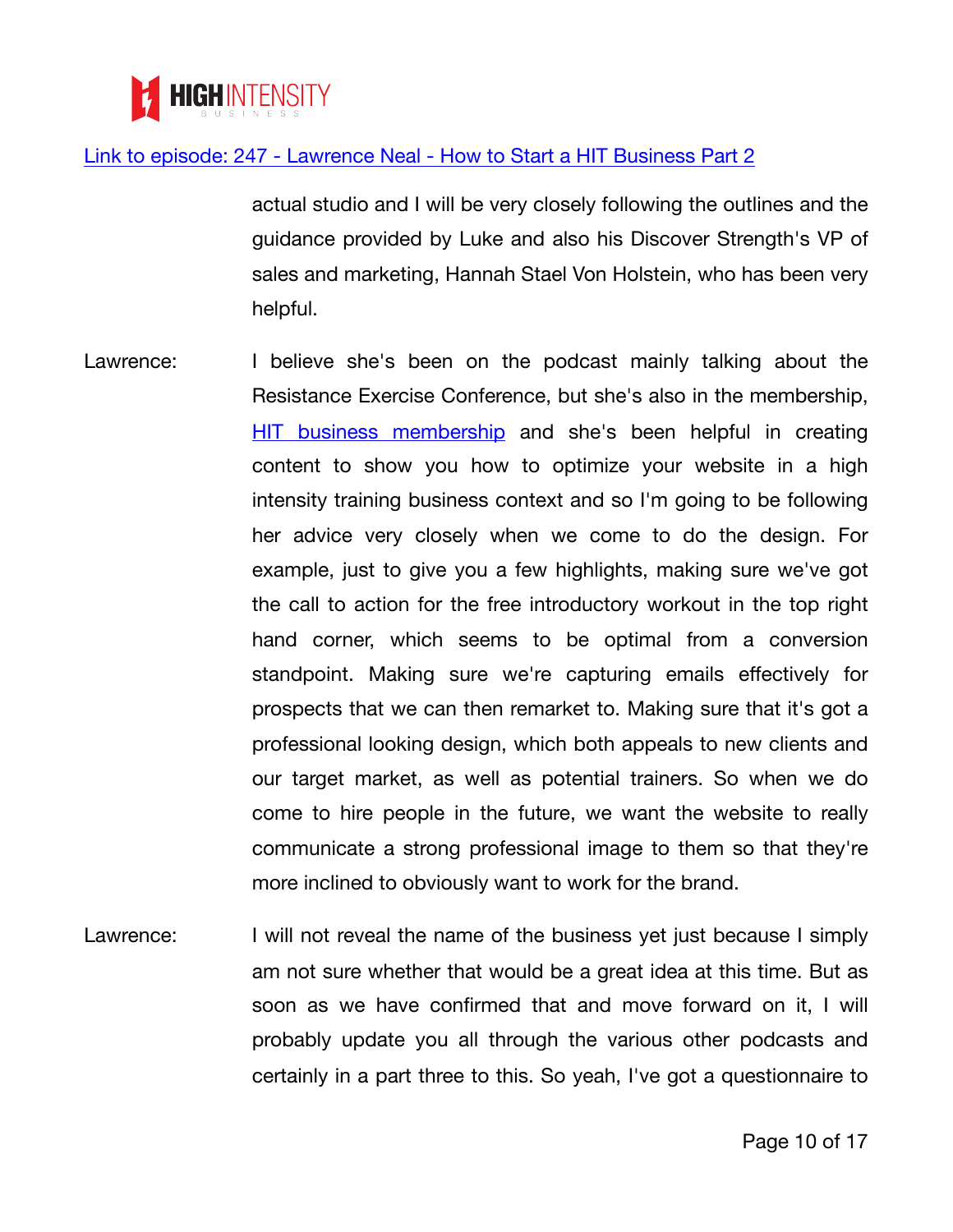[Link to episode: 247 - Lawrence Neal - How to Start a HIT Business Part 2]()

actual studio and I will be very closely following the outlines and the guidance provided by Luke and also his Discover Strength's VP of sales and marketing, Hannah Stael Von Holstein, who has been very helpful.

Lawrence: I believe she's been on the podcast mainly talking about the Resistance Exercise Conference, but she's also in the membership, [HIT business membership]() and she's been helpful in creating content to show you how to optimize your website in a high intensity training business context and so I'm going to be following her advice very closely when we come to do the design. For example, just to give you a few highlights, making sure we've got the call to action for the free introductory workout in the top right hand corner, which seems to be optimal from a conversion standpoint. Making sure we're capturing emails effectively for prospects that we can then remarket to. Making sure that it's got a professional looking design, which both appeals to new clients and our target market, as well as potential trainers. So when we do come to hire people in the future, we want the website to really communicate a strong professional image to them so that they're more inclined to obviously want to work for the brand.

Lawrence: I will not reveal the name of the business yet just because I simply am not sure whether that would be a great idea at this time. But as soon as we have confirmed that and move forward on it, I will probably update you all through the various other podcasts and certainly in a part three to this. So yeah, I've got a questionnaire to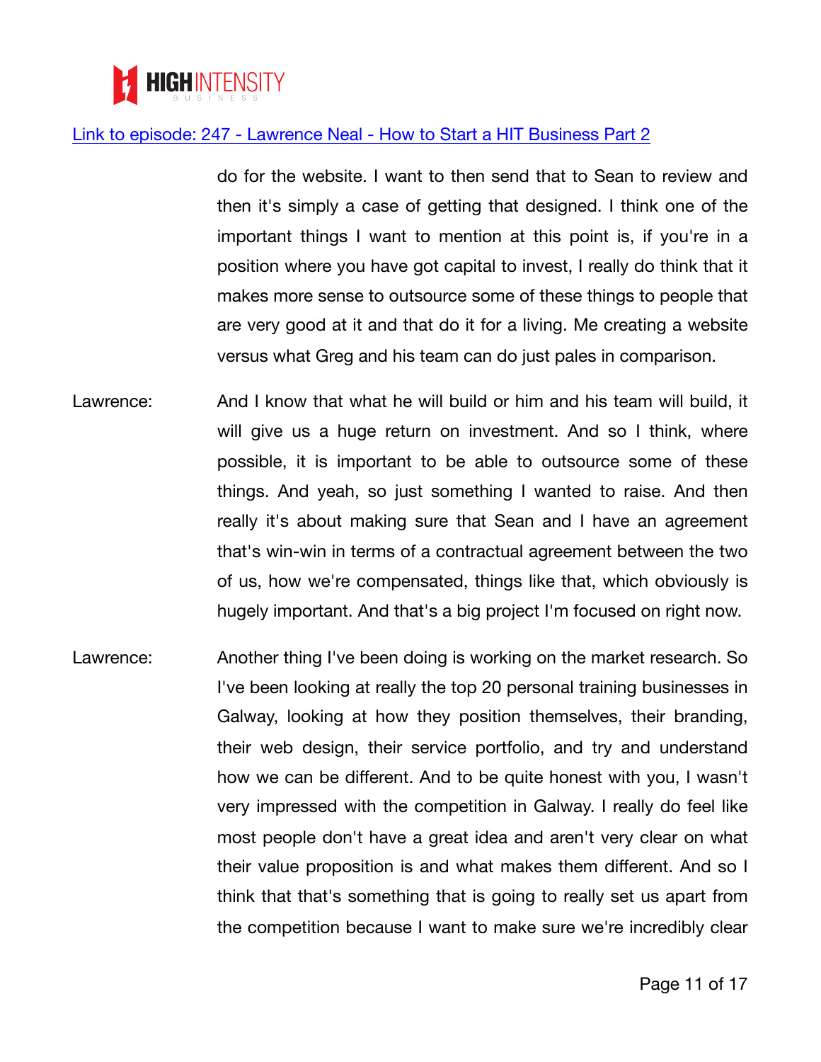do for the website. I want to then send that to Sean to review and then it's simply a case of getting that designed. I think one of the important things I want to mention at this point is, if you're in a position where you have got capital to invest, I really do think that it makes more sense to outsource some of these things to people that are very good at it and that do it for a living. Me creating a website versus what Greg and his team can do just pales in comparison.

Lawrence: And I know that what he will build or him and his team will build, it will give us a huge return on investment. And so I think, where possible, it is important to be able to outsource some of these things. And yeah, so just something I wanted to raise. And then really it's about making sure that Sean and I have an agreement that's win-win in terms of a contractual agreement between the two of us, how we're compensated, things like that, which obviously is hugely important. And that's a big project I'm focused on right now.

Lawrence: Another thing I've been doing is working on the market research. So I've been looking at really the top 20 personal training businesses in Galway, looking at how they position themselves, their branding, their web design, their service portfolio, and try and understand how we can be different. And to be quite honest with you, I wasn't very impressed with the competition in Galway. I really do feel like most people don't have a great idea and aren't very clear on what their value proposition is and what makes them different. And so I think that that's something that is going to really set us apart from the competition because I want to make sure we're incredibly clear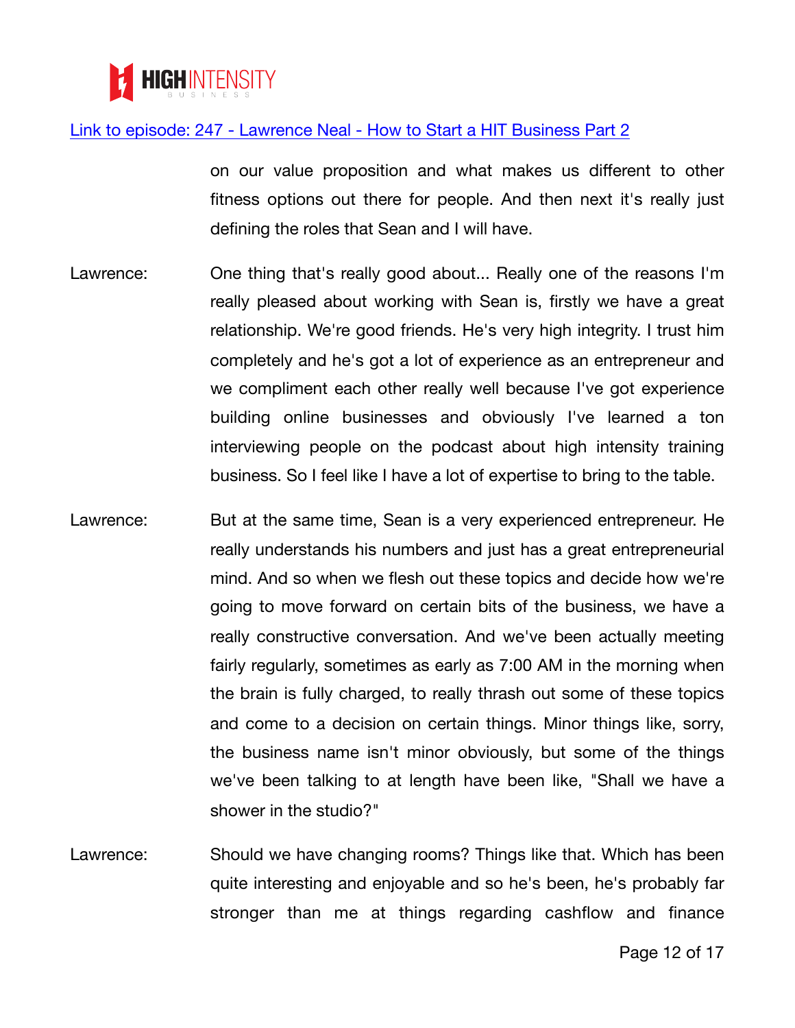on our value proposition and what makes us different to other fitness options out there for people. And then next it's really just defining the roles that Sean and I will have.

Lawrence: One thing that's really good about... Really one of the reasons I'm really pleased about working with Sean is, firstly we have a great relationship. We're good friends. He's very high integrity. I trust him completely and he's got a lot of experience as an entrepreneur and we compliment each other really well because I've got experience building online businesses and obviously I've learned a ton interviewing people on the podcast about high intensity training business. So I feel like I have a lot of expertise to bring to the table.

Lawrence: But at the same time, Sean is a very experienced entrepreneur. He really understands his numbers and just has a great entrepreneurial mind. And so when we flesh out these topics and decide how we're going to move forward on certain bits of the business, we have a really constructive conversation. And we've been actually meeting fairly regularly, sometimes as early as 7:00 AM in the morning when the brain is fully charged, to really thrash out some of these topics and come to a decision on certain things. Minor things like, sorry, the business name isn't minor obviously, but some of the things we've been talking to at length have been like, "Shall we have a shower in the studio?"

Lawrence: Should we have changing rooms? Things like that. Which has been quite interesting and enjoyable and so he's been, he's probably far stronger than me at things regarding cashflow and finance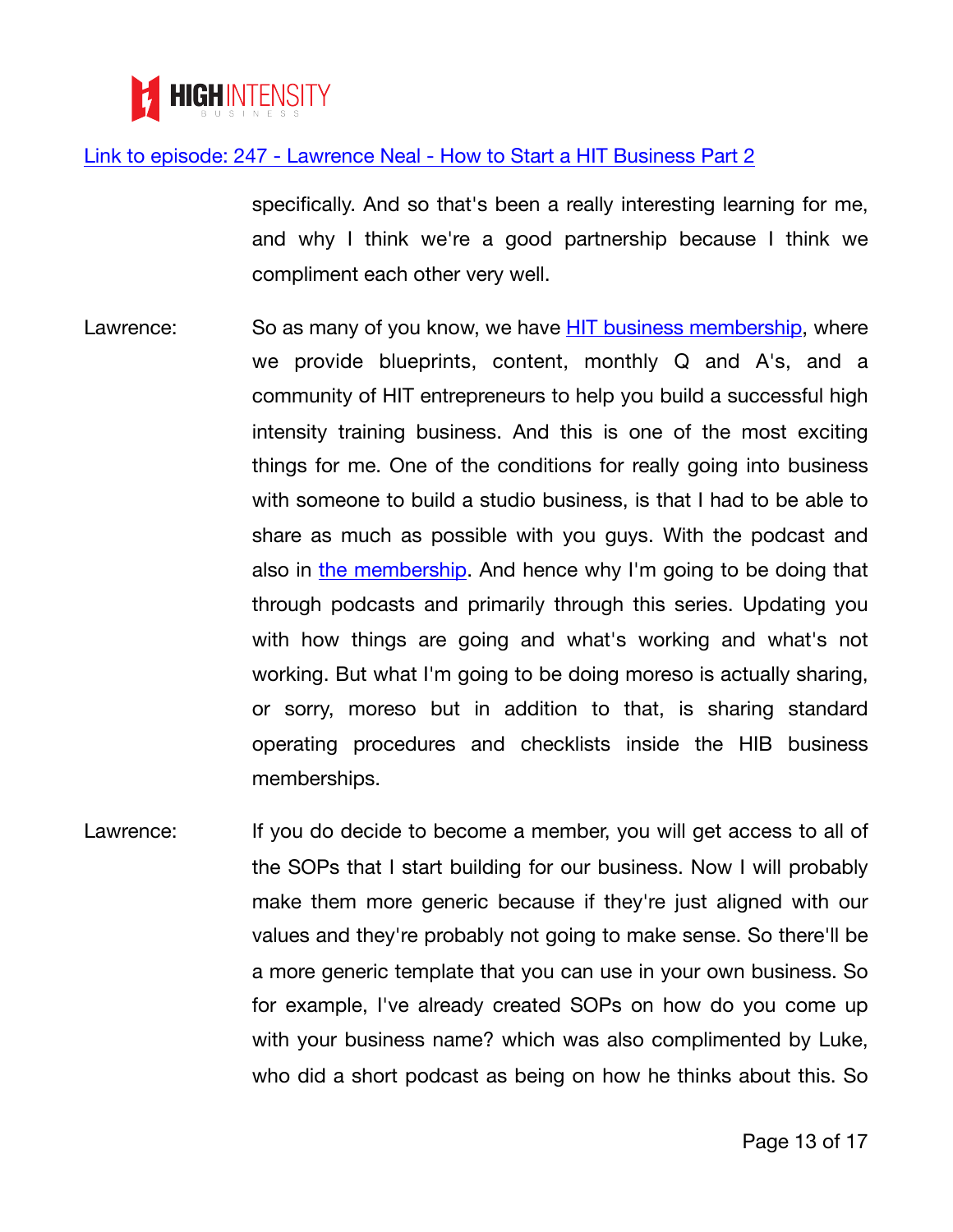[Link to episode: 247 - Lawrence Neal - How to Start a HIT Business Part 2]

specifically. And so that's been a really interesting learning for me, and why I think we're a good partnership because I think we compliment each other very well.

Lawrence: So as many of you know, we have [HIT business membership], where we provide blueprints, content, monthly Q and A's, and a community of HIT entrepreneurs to help you build a successful high intensity training business. And this is one of the most exciting things for me. One of the conditions for really going into business with someone to build a studio business, is that I had to be able to share as much as possible with you guys. With the podcast and also in [the membership]. And hence why I'm going to be doing that through podcasts and primarily through this series. Updating you with how things are going and what's working and what's not working. But what I'm going to be doing moreso is actually sharing, or sorry, moreso but in addition to that, is sharing standard operating procedures and checklists inside the HIB business memberships.

Lawrence: If you do decide to become a member, you will get access to all of the SOPs that I start building for our business. Now I will probably make them more generic because if they're just aligned with our values and they're probably not going to make sense. So there'll be a more generic template that you can use in your own business. So for example, I've already created SOPs on how do you come up with your business name? which was also complimented by Luke, who did a short podcast as being on how he thinks about this. So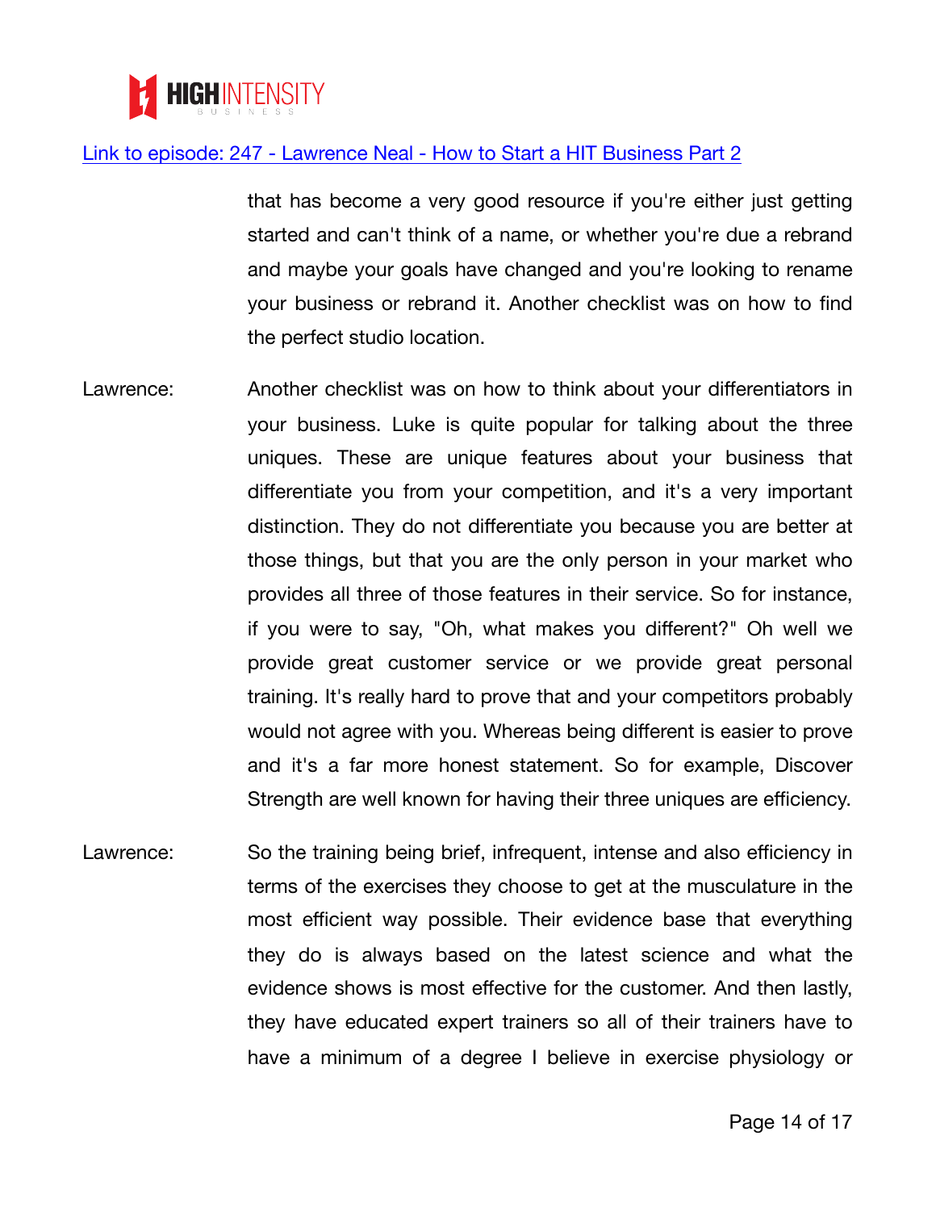that has become a very good resource if you're either just getting started and can't think of a name, or whether you're due a rebrand and maybe your goals have changed and you're looking to rename your business or rebrand it. Another checklist was on how to find the perfect studio location.

Lawrence: Another checklist was on how to think about your differentiators in your business. Luke is quite popular for talking about the three uniques. These are unique features about your business that differentiate you from your competition, and it's a very important distinction. They do not differentiate you because you are better at those things, but that you are the only person in your market who provides all three of those features in their service. So for instance, if you were to say, "Oh, what makes you different?" Oh well we provide great customer service or we provide great personal training. It's really hard to prove that and your competitors probably would not agree with you. Whereas being different is easier to prove and it's a far more honest statement. So for example, Discover Strength are well known for having their three uniques are efficiency.

Lawrence: So the training being brief, infrequent, intense and also efficiency in terms of the exercises they choose to get at the musculature in the most efficient way possible. Their evidence base that everything they do is always based on the latest science and what the evidence shows is most effective for the customer. And then lastly, they have educated expert trainers so all of their trainers have to have a minimum of a degree I believe in exercise physiology or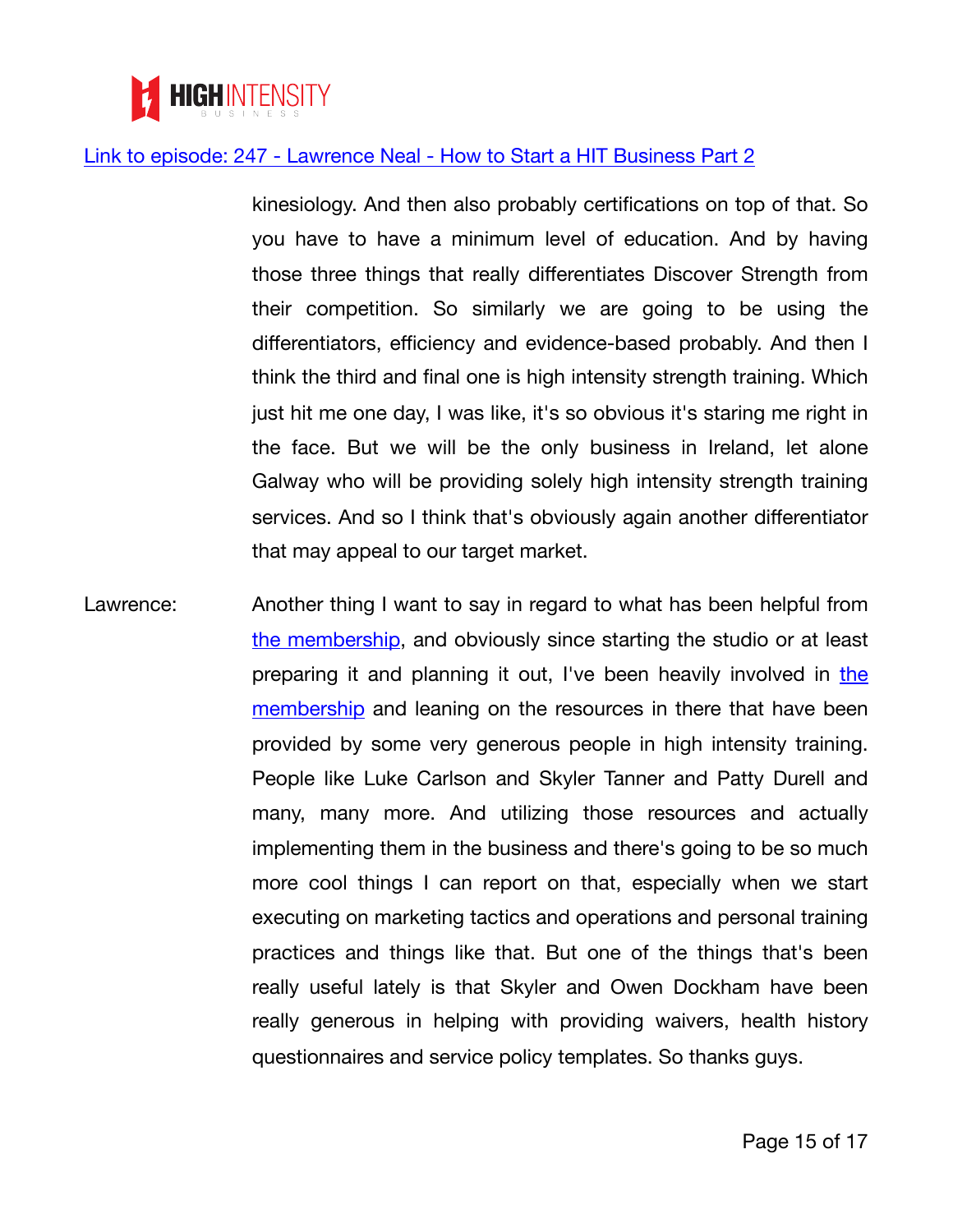[Link to episode: 247 - Lawrence Neal - How to Start a HIT Business Part 2]

kinesiology. And then also probably certifications on top of that. So you have to have a minimum level of education. And by having those three things that really differentiates Discover Strength from their competition. So similarly we are going to be using the differentiators, efficiency and evidence-based probably. And then I think the third and final one is high intensity strength training. Which just hit me one day, I was like, it's so obvious it's staring me right in the face. But we will be the only business in Ireland, let alone Galway who will be providing solely high intensity strength training services. And so I think that's obviously again another differentiator that may appeal to our target market.

Lawrence: Another thing I want to say in regard to what has been helpful from [the membership], and obviously since starting the studio or at least preparing it and planning it out, I've been heavily involved in [the membership] and leaning on the resources in there that have been provided by some very generous people in high intensity training. People like Luke Carlson and Skyler Tanner and Patty Durell and many, many more. And utilizing those resources and actually implementing them in the business and there's going to be so much more cool things I can report on that, especially when we start executing on marketing tactics and operations and personal training practices and things like that. But one of the things that's been really useful lately is that Skyler and Owen Dockham have been really generous in helping with providing waivers, health history questionnaires and service policy templates. So thanks guys.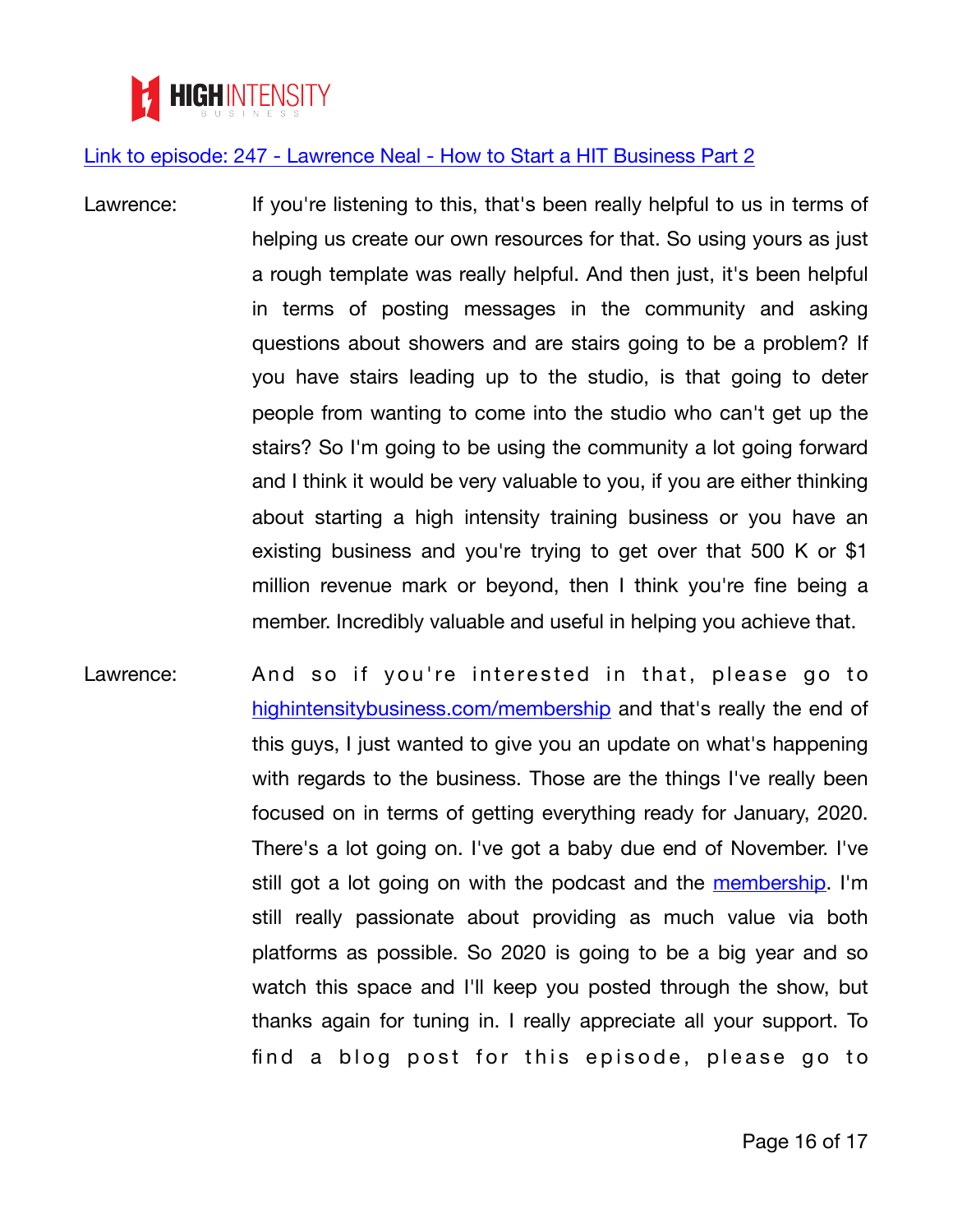[Link to episode: 247 - Lawrence Neal - How to Start a HIT Business Part 2](#)

Lawrence: If you're listening to this, that's been really helpful to us in terms of helping us create our own resources for that. So using yours as just a rough template was really helpful. And then just, it's been helpful in terms of posting messages in the community and asking questions about showers and are stairs going to be a problem? If you have stairs leading up to the studio, is that going to deter people from wanting to come into the studio who can't get up the stairs? So I'm going to be using the community a lot going forward and I think it would be very valuable to you, if you are either thinking about starting a high intensity training business or you have an existing business and you're trying to get over that 500 K or $1 million revenue mark or beyond, then I think you're fine being a member. Incredibly valuable and useful in helping you achieve that.

Lawrence: And so if you're interested in that, please go to [highintensitybusiness.com/membership](http://highintensitybusiness.com/membership) and that's really the end of this guys, I just wanted to give you an update on what's happening with regards to the business. Those are the things I've really been focused on in terms of getting everything ready for January, 2020. There's a lot going on. I've got a baby due end of November. I've still got a lot going on with the podcast and the [membership](#). I'm still really passionate about providing as much value via both platforms as possible. So 2020 is going to be a big year and so watch this space and I'll keep you posted through the show, but thanks again for tuning in. I really appreciate all your support. To find a blog post for this episode, please go to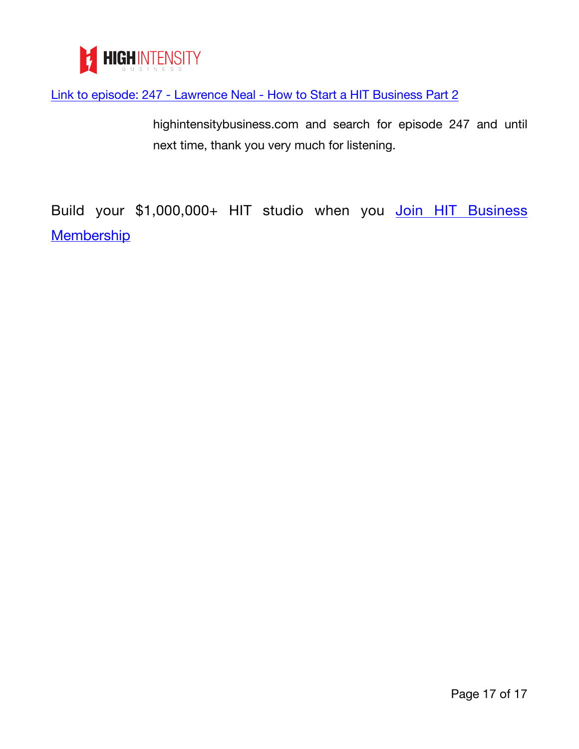Link to episode: 247 - Lawrence Neal - How to Start a HIT Business Part 2

highintensitybusiness.com and search for episode 247 and until next time, thank you very much for listening.

Build your $1,000,000+ HIT studio when you Join HIT Business Membership